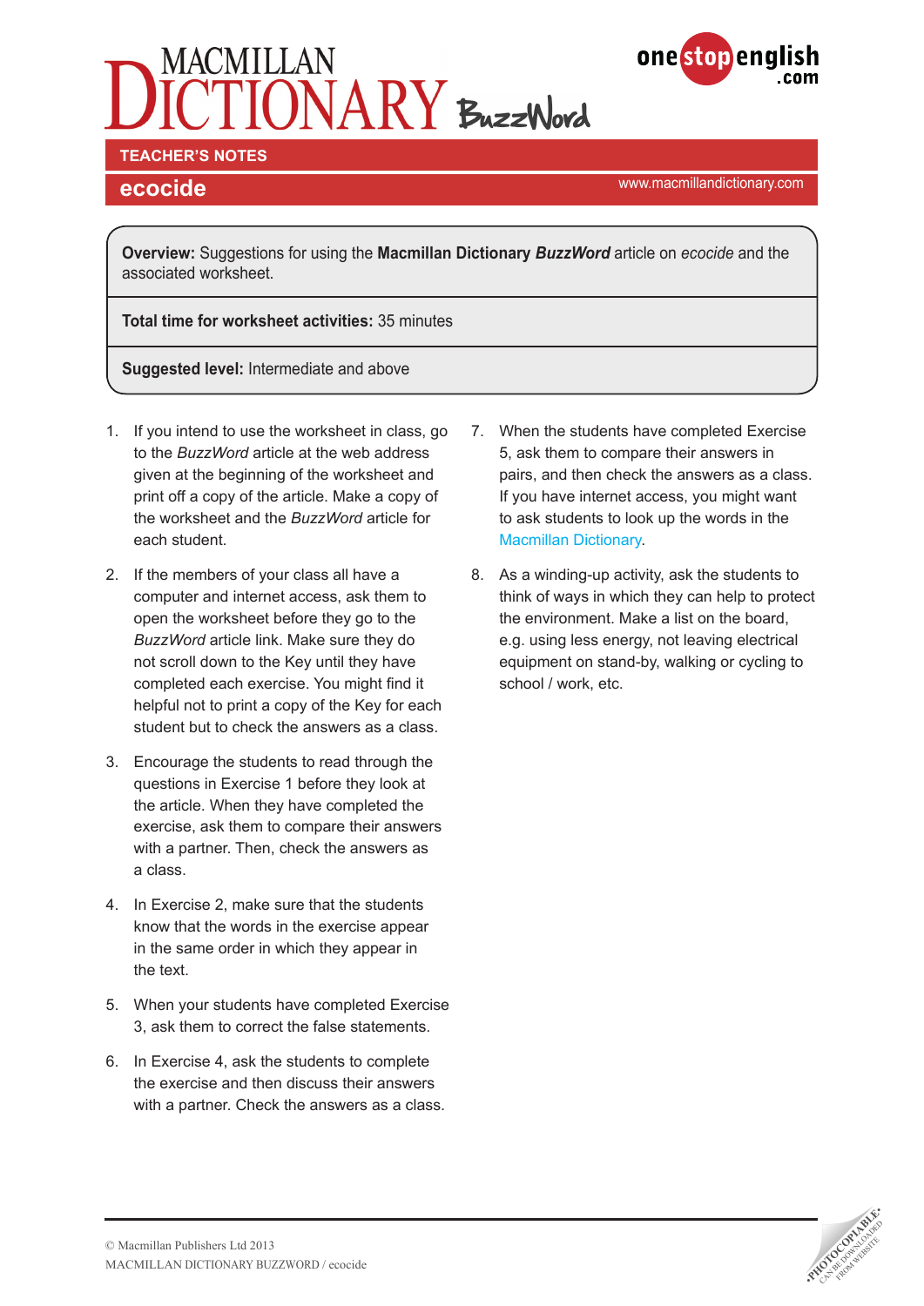# MACMILLAN DICTIONARY BuzzWord

onestopenglish.com

**TEACHER'S NOTES**

## ecocide

www.macmillandictionary.com

**Overview:** Suggestions for using the **Macmillan Dictionary *BuzzWord*** article on *ecocide* and the associated worksheet.

**Total time for worksheet activities:** 35 minutes

**Suggested level:** Intermediate and above

1. If you intend to use the worksheet in class, go to the *BuzzWord* article at the web address given at the beginning of the worksheet and print off a copy of the article. Make a copy of the worksheet and the *BuzzWord* article for each student.

2. If the members of your class all have a computer and internet access, ask them to open the worksheet before they go to the *BuzzWord* article link. Make sure they do not scroll down to the Key until they have completed each exercise. You might find it helpful not to print a copy of the Key for each student but to check the answers as a class.

3. Encourage the students to read through the questions in Exercise 1 before they look at the article. When they have completed the exercise, ask them to compare their answers with a partner. Then, check the answers as a class.

4. In Exercise 2, make sure that the students know that the words in the exercise appear in the same order in which they appear in the text.

5. When your students have completed Exercise 3, ask them to correct the false statements.

6. In Exercise 4, ask the students to complete the exercise and then discuss their answers with a partner. Check the answers as a class.

7. When the students have completed Exercise 5, ask them to compare their answers in pairs, and then check the answers as a class. If you have internet access, you might want to ask students to look up the words in the Macmillan Dictionary.

8. As a winding-up activity, ask the students to think of ways in which they can help to protect the environment. Make a list on the board, e.g. using less energy, not leaving electrical equipment on stand-by, walking or cycling to school / work, etc.

© Macmillan Publishers Ltd 2013
MACMILLAN DICTIONARY BUZZWORD / ecocide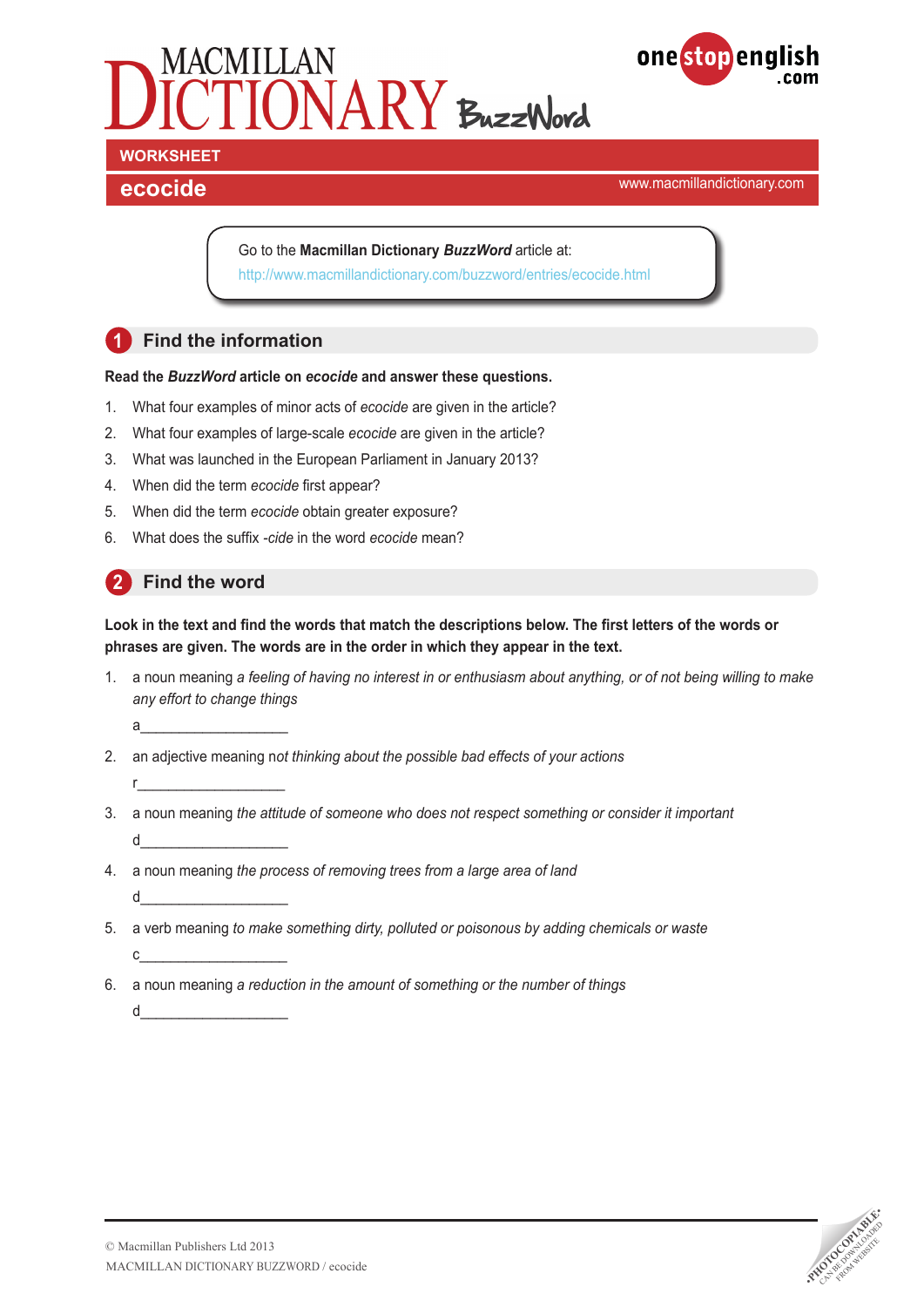# MACMILLAN DICTIONARY BuzzWord

onestopenglish.com

**WORKSHEET**

## ecocide

www.macmillandictionary.com

Go to the **Macmillan Dictionary *BuzzWord*** article at:
http://www.macmillandictionary.com/buzzword/entries/ecocide.html

## 1 Find the information

**Read the *BuzzWord* article on *ecocide* and answer these questions.**

1. What four examples of minor acts of *ecocide* are given in the article?
2. What four examples of large-scale *ecocide* are given in the article?
3. What was launched in the European Parliament in January 2013?
4. When did the term *ecocide* first appear?
5. When did the term *ecocide* obtain greater exposure?
6. What does the suffix *-cide* in the word *ecocide* mean?

## 2 Find the word

**Look in the text and find the words that match the descriptions below. The first letters of the words or phrases are given. The words are in the order in which they appear in the text.**

1. a noun meaning *a feeling of having no interest in or enthusiasm about anything, or of not being willing to make any effort to change things*

   a___________________

2. an adjective meaning no*t thinking about the possible bad effects of your actions*

   r___________________

3. a noun meaning *the attitude of someone who does not respect something or consider it important*

   d___________________

4. a noun meaning *the process of removing trees from a large area of land*

   d___________________

5. a verb meaning *to make something dirty, polluted or poisonous by adding chemicals or waste*

   c___________________

6. a noun meaning *a reduction in the amount of something or the number of things*

   d___________________

© Macmillan Publishers Ltd 2013
MACMILLAN DICTIONARY BUZZWORD / ecocide

•PHOTOCOPIABLE• CAN BE DOWNLOADED FROM WEBSITE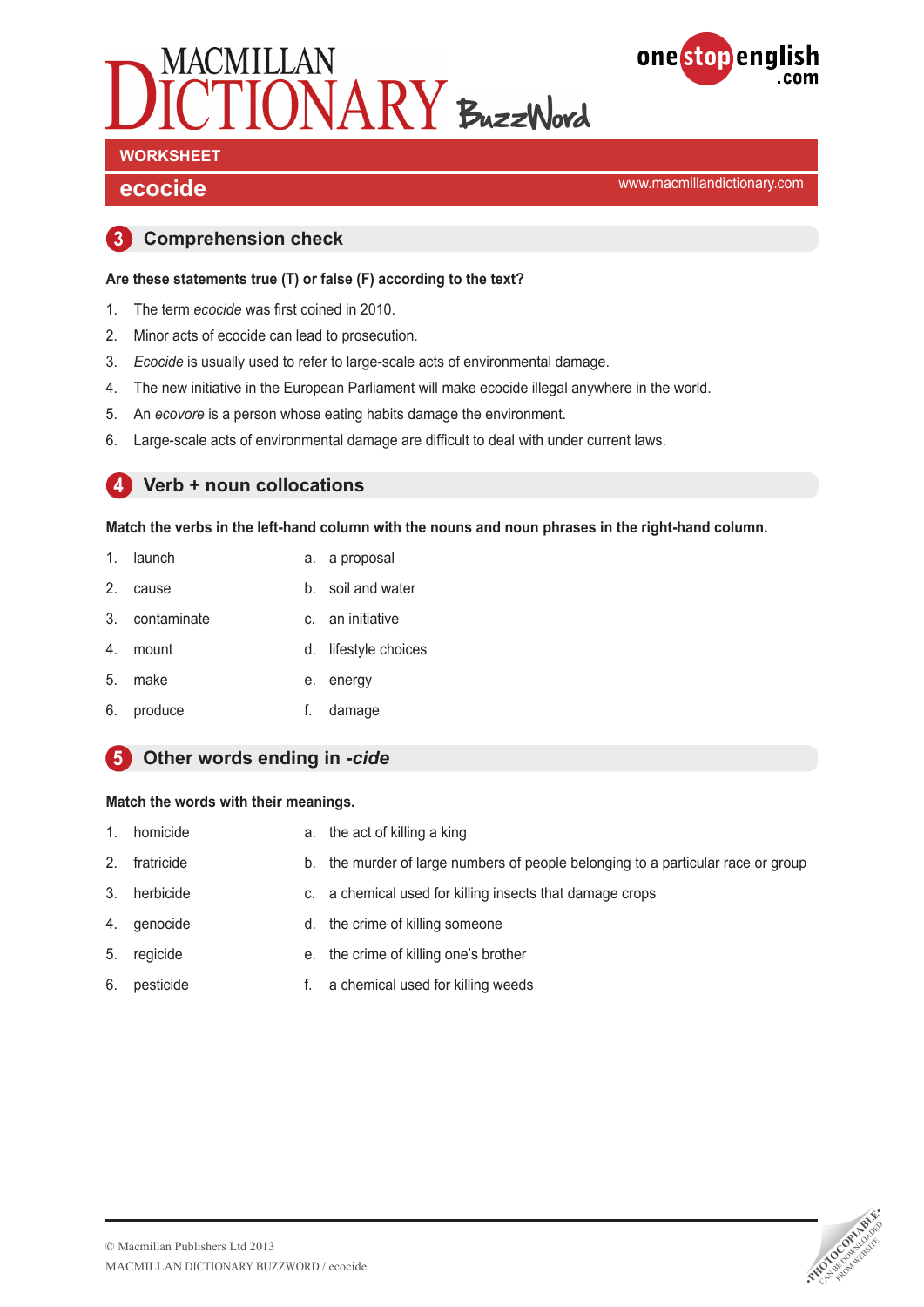# MACMILLAN DICTIONARY BuzzWord

**WORKSHEET**

## ecocide

www.macmillandictionary.com

### 3 Comprehension check

**Are these statements true (T) or false (F) according to the text?**

1. The term *ecocide* was first coined in 2010.
2. Minor acts of ecocide can lead to prosecution.
3. *Ecocide* is usually used to refer to large-scale acts of environmental damage.
4. The new initiative in the European Parliament will make ecocide illegal anywhere in the world.
5. An *ecovore* is a person whose eating habits damage the environment.
6. Large-scale acts of environmental damage are difficult to deal with under current laws.

### 4 Verb + noun collocations

**Match the verbs in the left-hand column with the nouns and noun phrases in the right-hand column.**

| | |
|---|---|
| 1. launch | a. a proposal |
| 2. cause | b. soil and water |
| 3. contaminate | c. an initiative |
| 4. mount | d. lifestyle choices |
| 5. make | e. energy |
| 6. produce | f. damage |

### 5 Other words ending in *-cide*

**Match the words with their meanings.**

| | |
|---|---|
| 1. homicide | a. the act of killing a king |
| 2. fratricide | b. the murder of large numbers of people belonging to a particular race or group |
| 3. herbicide | c. a chemical used for killing insects that damage crops |
| 4. genocide | d. the crime of killing someone |
| 5. regicide | e. the crime of killing one's brother |
| 6. pesticide | f. a chemical used for killing weeds |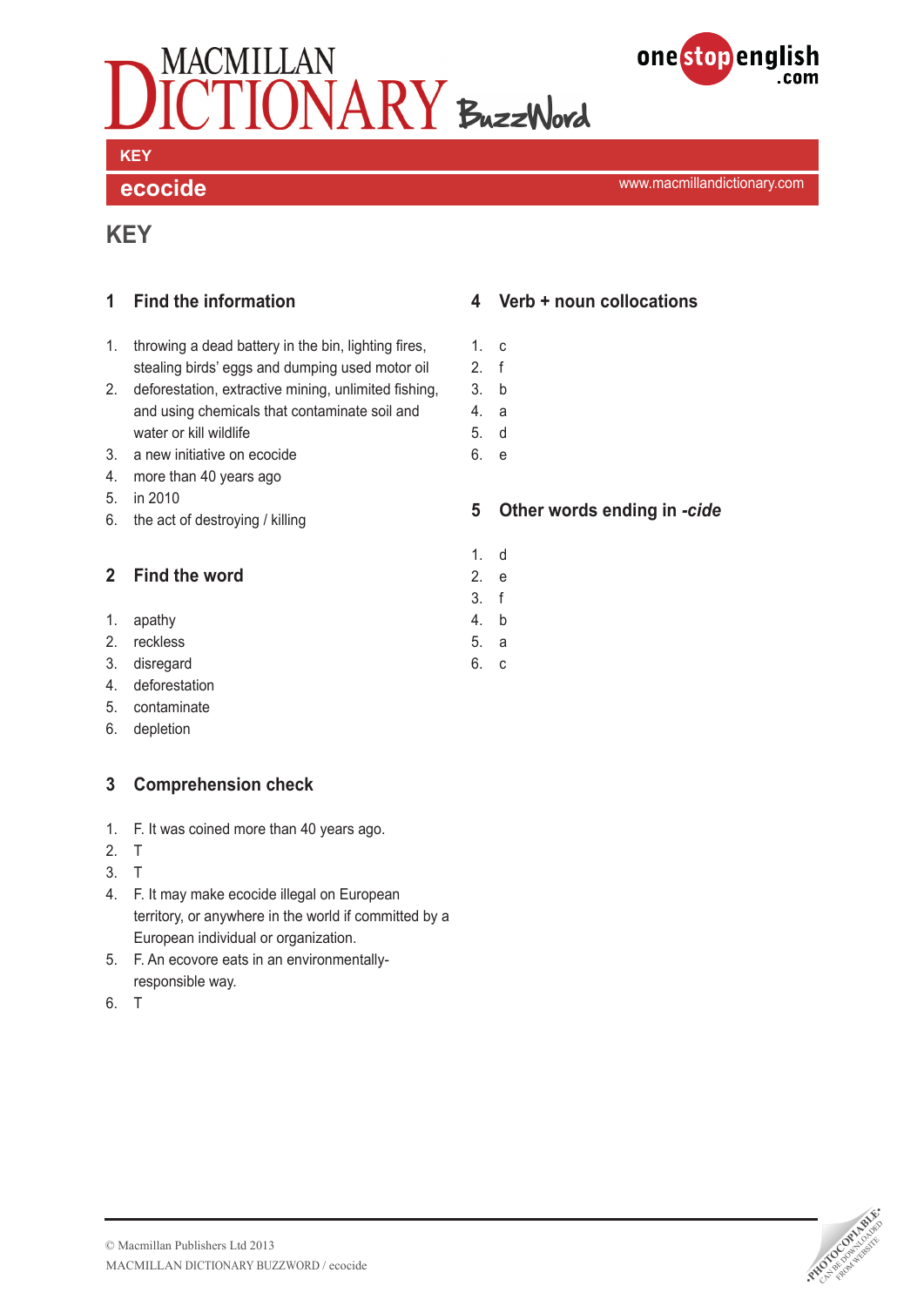# KEY

## ecocide

## KEY

### 1 Find the information

1. throwing a dead battery in the bin, lighting fires, stealing birds' eggs and dumping used motor oil
2. deforestation, extractive mining, unlimited fishing, and using chemicals that contaminate soil and water or kill wildlife
3. a new initiative on ecocide
4. more than 40 years ago
5. in 2010
6. the act of destroying / killing

### 2 Find the word

1. apathy
2. reckless
3. disregard
4. deforestation
5. contaminate
6. depletion

### 3 Comprehension check

1. F. It was coined more than 40 years ago.
2. T
3. T
4. F. It may make ecocide illegal on European territory, or anywhere in the world if committed by a European individual or organization.
5. F. An ecovore eats in an environmentally-responsible way.
6. T

### 4 Verb + noun collocations

1. c
2. f
3. b
4. a
5. d
6. e

### 5 Other words ending in *-cide*

1. d
2. e
3. f
4. b
5. a
6. c

© Macmillan Publishers Ltd 2013
MACMILLAN DICTIONARY BUZZWORD / ecocide